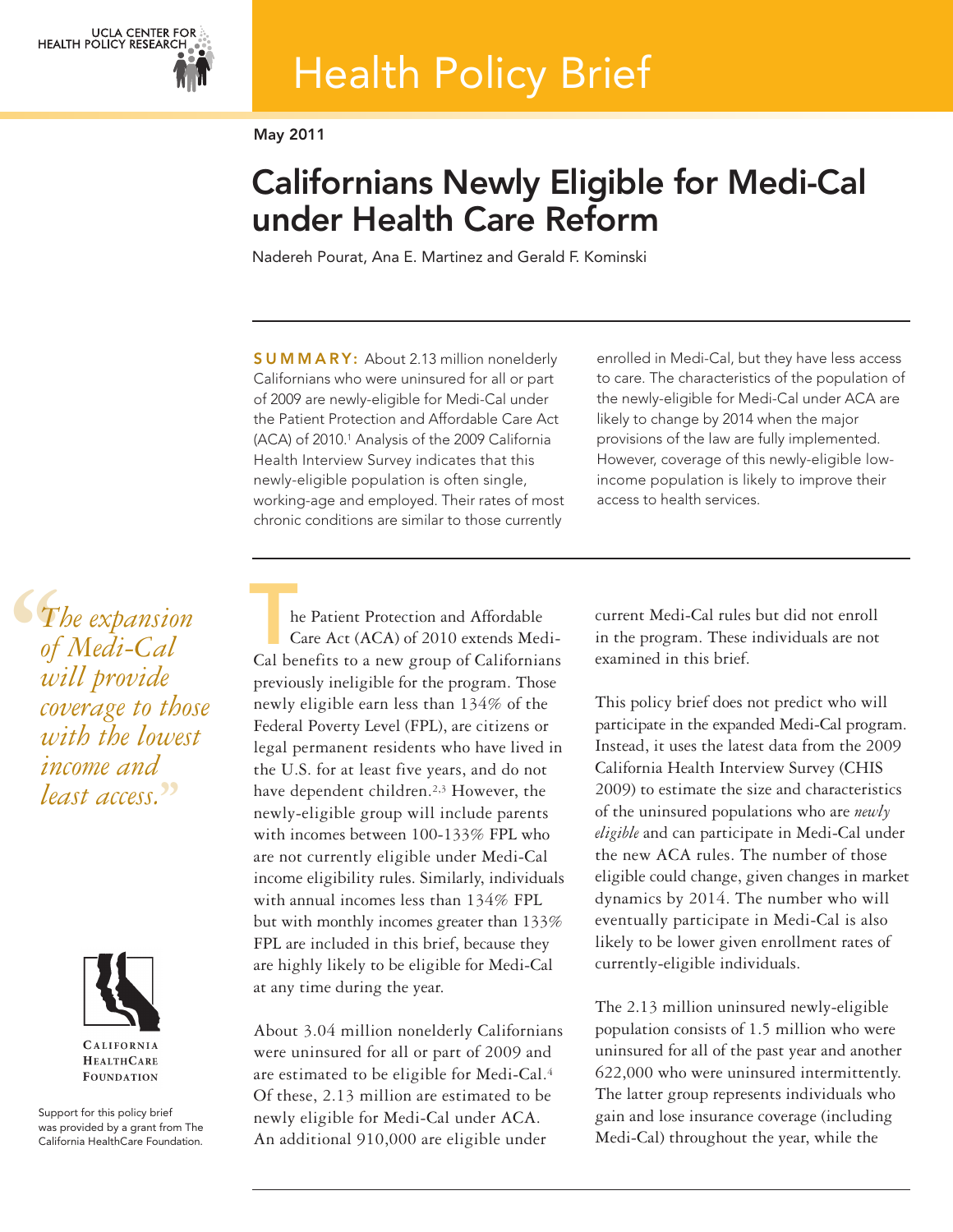UCLA CENTER FOR HEALTH POLICY RESEARCH

# Health Policy Brief

May 2011

## Californians Newly Eligible for Medi-Cal under Health Care Reform

Nadereh Pourat, Ana E. Martinez and Gerald F. Kominski

**SUMMARY:** About 2.13 million nonelderly Californians who were uninsured for all or part of 2009 are newly-eligible for Medi-Cal under the Patient Protection and Affordable Care Act (ACA) of 2010.[1] Analysis of the 2009 California Health Interview Survey indicates that this newly-eligible population is often single, working-age and employed. Their rates of most chronic conditions are similar to those currently enrolled in Medi-Cal, but they have less access to care. The characteristics of the population of the newly-eligible for Medi-Cal under ACA are likely to change by 2014 when the major provisions of the law are fully implemented. However, coverage of this newly-eligible low-income population is likely to improve their access to health services.

> *"The expansion of Medi-Cal will provide coverage to those with the lowest income and least access."*

The Patient Protection and Affordable Care Act (ACA) of 2010 extends Medi-Cal benefits to a new group of Californians previously ineligible for the program. Those newly eligible earn less than 134% of the Federal Poverty Level (FPL), are citizens or legal permanent residents who have lived in the U.S. for at least five years, and do not have dependent children.[2,3] However, the newly-eligible group will include parents with incomes between 100-133% FPL who are not currently eligible under Medi-Cal income eligibility rules. Similarly, individuals with annual incomes less than 134% FPL but with monthly incomes greater than 133% FPL are included in this brief, because they are highly likely to be eligible for Medi-Cal at any time during the year.

About 3.04 million nonelderly Californians were uninsured for all or part of 2009 and are estimated to be eligible for Medi-Cal.[4] Of these, 2.13 million are estimated to be newly eligible for Medi-Cal under ACA. An additional 910,000 are eligible under current Medi-Cal rules but did not enroll in the program. These individuals are not examined in this brief.

This policy brief does not predict who will participate in the expanded Medi-Cal program. Instead, it uses the latest data from the 2009 California Health Interview Survey (CHIS 2009) to estimate the size and characteristics of the uninsured populations who are *newly eligible* and can participate in Medi-Cal under the new ACA rules. The number of those eligible could change, given changes in market dynamics by 2014. The number who will eventually participate in Medi-Cal is also likely to be lower given enrollment rates of currently-eligible individuals.

The 2.13 million uninsured newly-eligible population consists of 1.5 million who were uninsured for all of the past year and another 622,000 who were uninsured intermittently. The latter group represents individuals who gain and lose insurance coverage (including Medi-Cal) throughout the year, while the

CALIFORNIA HEALTHCARE FOUNDATION

Support for this policy brief was provided by a grant from The California HealthCare Foundation.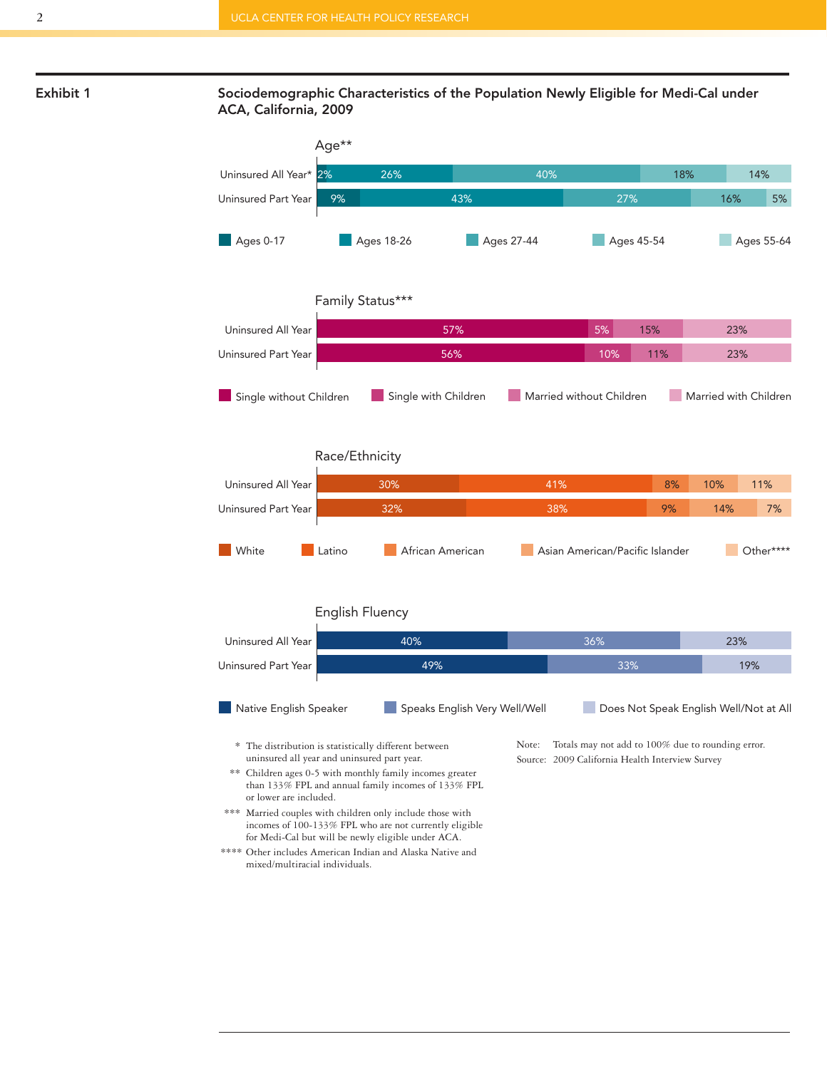## Exhibit 1

**Sociodemographic Characteristics of the Population Newly Eligible for Medi-Cal under ACA, California, 2009**

### Age**

| | Ages 0-17 | Ages 18-26 | Ages 27-44 | Ages 45-54 | Ages 55-64 |
|---|---|---|---|---|---|
| Uninsured All Year* | 2% | 26% | 40% | 18% | 14% |
| Uninsured Part Year | 9% | 43% | 27% | 16% | 5% |

### Family Status***

| | Single without Children | Single with Children | Married without Children | Married with Children |
|---|---|---|---|---|
| Uninsured All Year | 57% | 5% | 15% | 23% |
| Uninsured Part Year | 56% | 10% | 11% | 23% |

### Race/Ethnicity

| | White | Latino | African American | Asian American/Pacific Islander | Other**** |
|---|---|---|---|---|---|
| Uninsured All Year | 30% | 41% | 8% | 10% | 11% |
| Uninsured Part Year | 32% | 38% | 9% | 14% | 7% |

### English Fluency

| | Native English Speaker | Speaks English Very Well/Well | Does Not Speak English Well/Not at All |
|---|---|---|---|
| Uninsured All Year | 40% | 36% | 23% |
| Uninsured Part Year | 49% | 33% | 19% |

\* The distribution is statistically different between uninsured all year and uninsured part year.

** Children ages 0-5 with monthly family incomes greater than 133% FPL and annual family incomes of 133% FPL or lower are included.

*** Married couples with children only include those with incomes of 100-133% FPL who are not currently eligible for Medi-Cal but will be newly eligible under ACA.

**** Other includes American Indian and Alaska Native and mixed/multiracial individuals.

Note: Totals may not add to 100% due to rounding error.

Source: 2009 California Health Interview Survey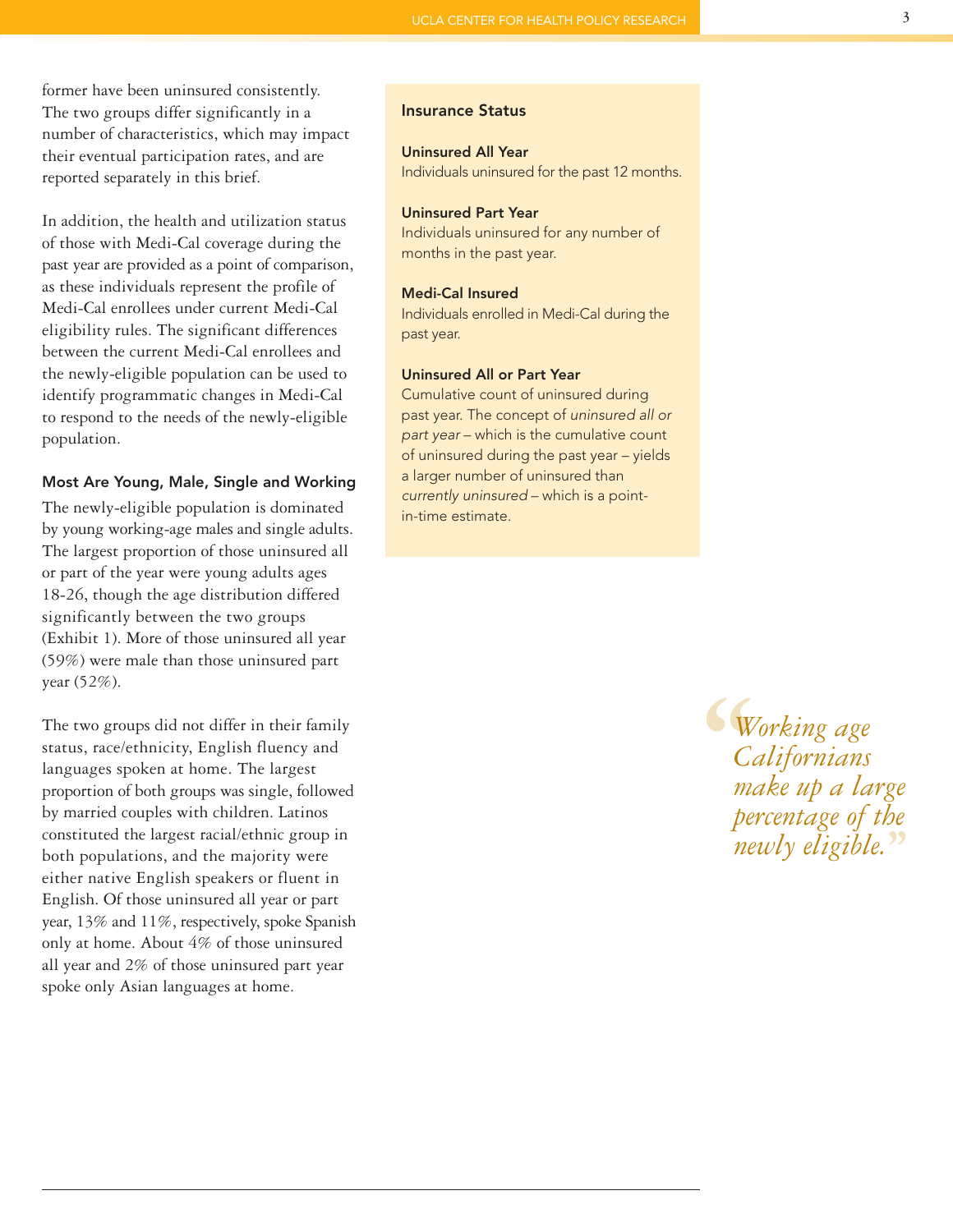former have been uninsured consistently. The two groups differ significantly in a number of characteristics, which may impact their eventual participation rates, and are reported separately in this brief.

In addition, the health and utilization status of those with Medi-Cal coverage during the past year are provided as a point of comparison, as these individuals represent the profile of Medi-Cal enrollees under current Medi-Cal eligibility rules. The significant differences between the current Medi-Cal enrollees and the newly-eligible population can be used to identify programmatic changes in Medi-Cal to respond to the needs of the newly-eligible population.

### Most Are Young, Male, Single and Working

The newly-eligible population is dominated by young working-age males and single adults. The largest proportion of those uninsured all or part of the year were young adults ages 18-26, though the age distribution differed significantly between the two groups (Exhibit 1). More of those uninsured all year (59%) were male than those uninsured part year (52%).

The two groups did not differ in their family status, race/ethnicity, English fluency and languages spoken at home. The largest proportion of both groups was single, followed by married couples with children. Latinos constituted the largest racial/ethnic group in both populations, and the majority were either native English speakers or fluent in English. Of those uninsured all year or part year, 13% and 11%, respectively, spoke Spanish only at home. About 4% of those uninsured all year and 2% of those uninsured part year spoke only Asian languages at home.

### Insurance Status

**Uninsured All Year**
Individuals uninsured for the past 12 months.

**Uninsured Part Year**
Individuals uninsured for any number of months in the past year.

**Medi-Cal Insured**
Individuals enrolled in Medi-Cal during the past year.

**Uninsured All or Part Year**
Cumulative count of uninsured during past year. The concept of *uninsured all or part year* – which is the cumulative count of uninsured during the past year – yields a larger number of uninsured than *currently uninsured* – which is a point-in-time estimate.

> *"Working age Californians make up a large percentage of the newly eligible."*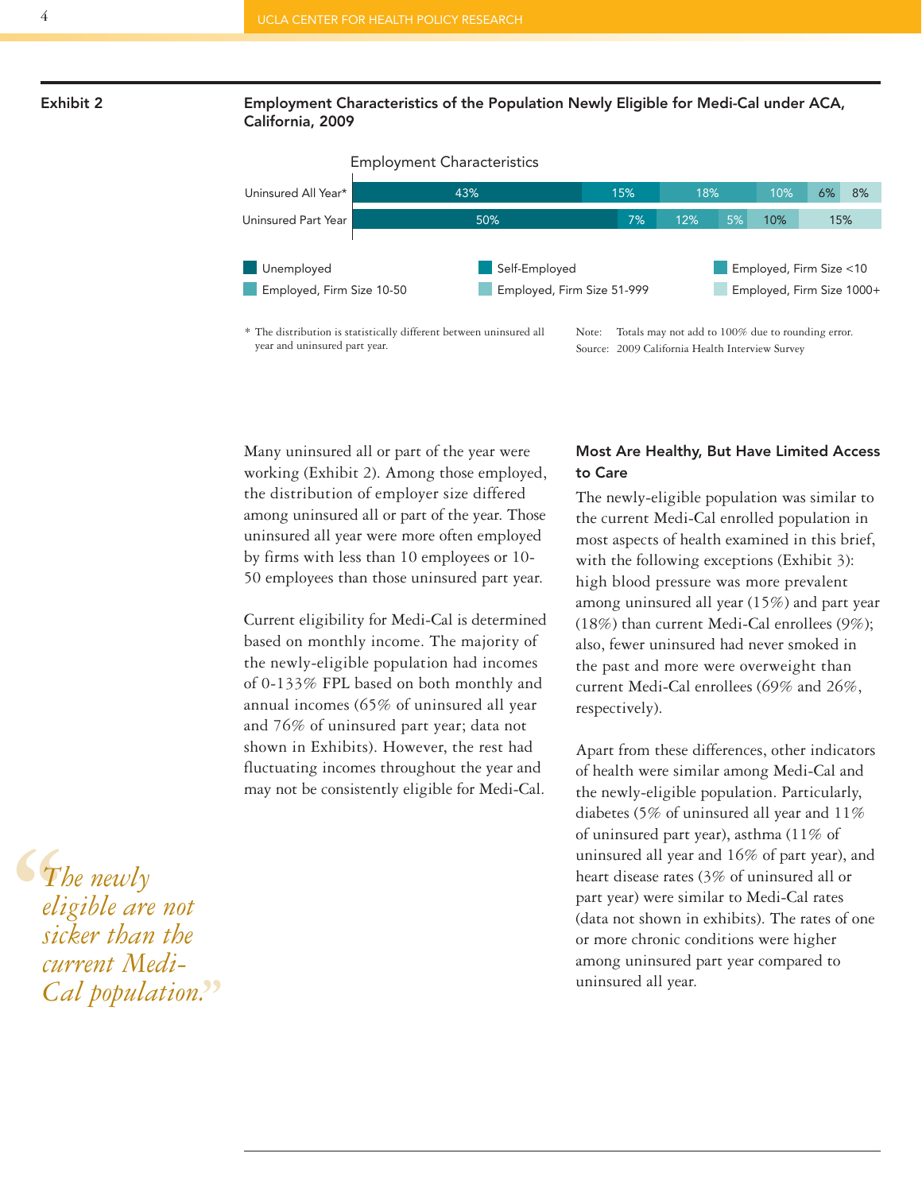**Exhibit 2**

**Employment Characteristics of the Population Newly Eligible for Medi-Cal under ACA, California, 2009**

Employment Characteristics

| | Unemployed | Self-Employed | Employed, Firm Size <10 | Employed, Firm Size 10-50 | Employed, Firm Size 51-999 | Employed, Firm Size 1000+ |
|---|---|---|---|---|---|---|
| Uninsured All Year* | 43% | 15% | 18% | 10% | 6% | 8% |
| Uninsured Part Year | 50% | 7% | 12% | 5% | 10% | 15% |

\* The distribution is statistically different between uninsured all year and uninsured part year.

Note: Totals may not add to 100% due to rounding error.
Source: 2009 California Health Interview Survey

Many uninsured all or part of the year were working (Exhibit 2). Among those employed, the distribution of employer size differed among uninsured all or part of the year. Those uninsured all year were more often employed by firms with less than 10 employees or 10-50 employees than those uninsured part year.

Current eligibility for Medi-Cal is determined based on monthly income. The majority of the newly-eligible population had incomes of 0-133% FPL based on both monthly and annual incomes (65% of uninsured all year and 76% of uninsured part year; data not shown in Exhibits). However, the rest had fluctuating incomes throughout the year and may not be consistently eligible for Medi-Cal.

> *"The newly eligible are not sicker than the current Medi-Cal population."*

## Most Are Healthy, But Have Limited Access to Care

The newly-eligible population was similar to the current Medi-Cal enrolled population in most aspects of health examined in this brief, with the following exceptions (Exhibit 3): high blood pressure was more prevalent among uninsured all year (15%) and part year (18%) than current Medi-Cal enrollees (9%); also, fewer uninsured had never smoked in the past and more were overweight than current Medi-Cal enrollees (69% and 26%, respectively).

Apart from these differences, other indicators of health were similar among Medi-Cal and the newly-eligible population. Particularly, diabetes (5% of uninsured all year and 11% of uninsured part year), asthma (11% of uninsured all year and 16% of part year), and heart disease rates (3% of uninsured all or part year) were similar to Medi-Cal rates (data not shown in exhibits). The rates of one or more chronic conditions were higher among uninsured part year compared to uninsured all year.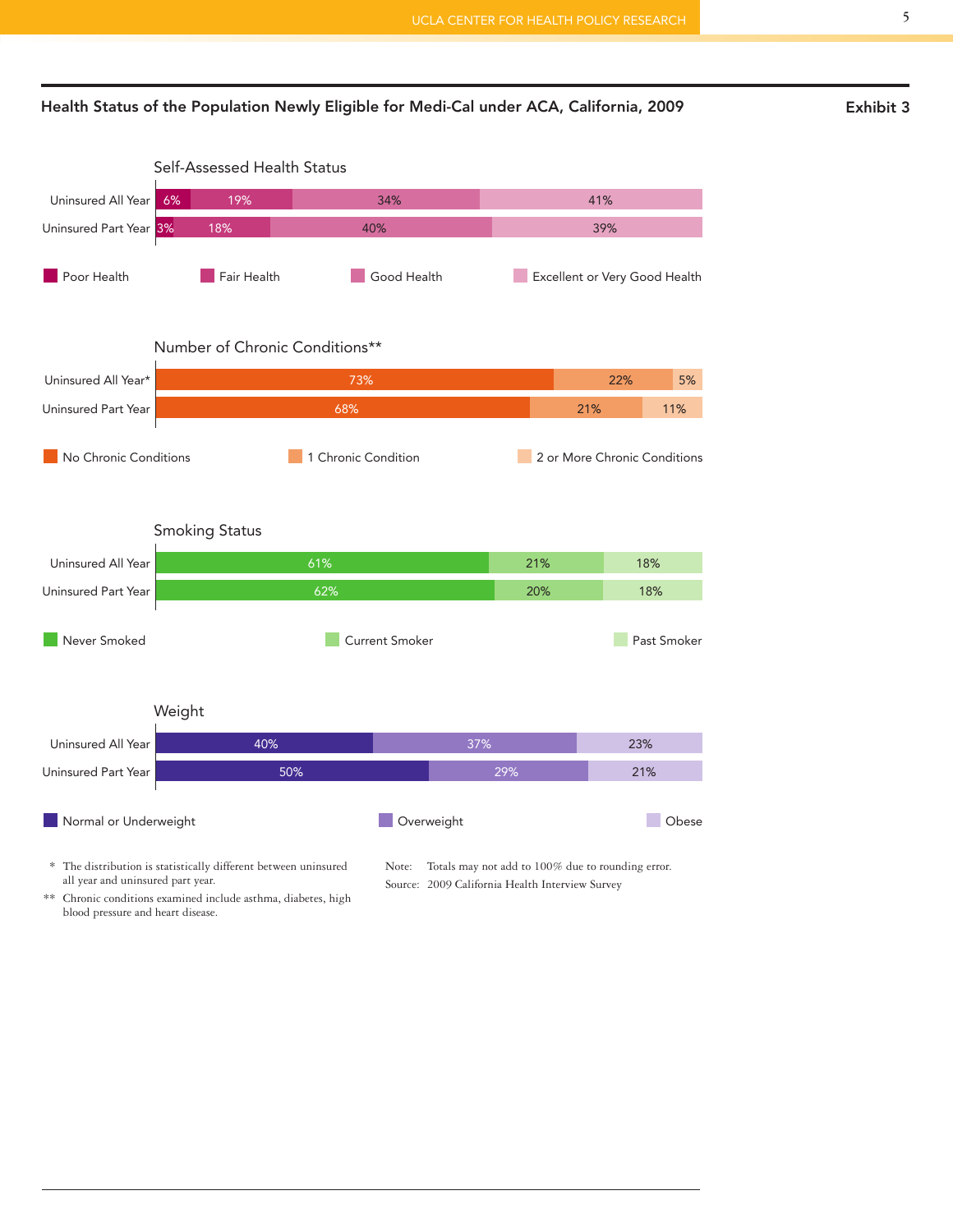## Health Status of the Population Newly Eligible for Medi-Cal under ACA, California, 2009

**Exhibit 3**

### Self-Assessed Health Status

| | Poor Health | Fair Health | Good Health | Excellent or Very Good Health |
|---|---|---|---|---|
| Uninsured All Year | 6% | 19% | 34% | 41% |
| Uninsured Part Year | 3% | 18% | 40% | 39% |

### Number of Chronic Conditions**

| | No Chronic Conditions | 1 Chronic Condition | 2 or More Chronic Conditions |
|---|---|---|---|
| Uninsured All Year* | 73% | 22% | 5% |
| Uninsured Part Year | 68% | 21% | 11% |

### Smoking Status

| | Never Smoked | Current Smoker | Past Smoker |
|---|---|---|---|
| Uninsured All Year | 61% | 21% | 18% |
| Uninsured Part Year | 62% | 20% | 18% |

### Weight

| | Normal or Underweight | Overweight | Obese |
|---|---|---|---|
| Uninsured All Year | 40% | 37% | 23% |
| Uninsured Part Year | 50% | 29% | 21% |

\* The distribution is statistically different between uninsured all year and uninsured part year.

** Chronic conditions examined include asthma, diabetes, high blood pressure and heart disease.

Note: Totals may not add to 100% due to rounding error.

Source: 2009 California Health Interview Survey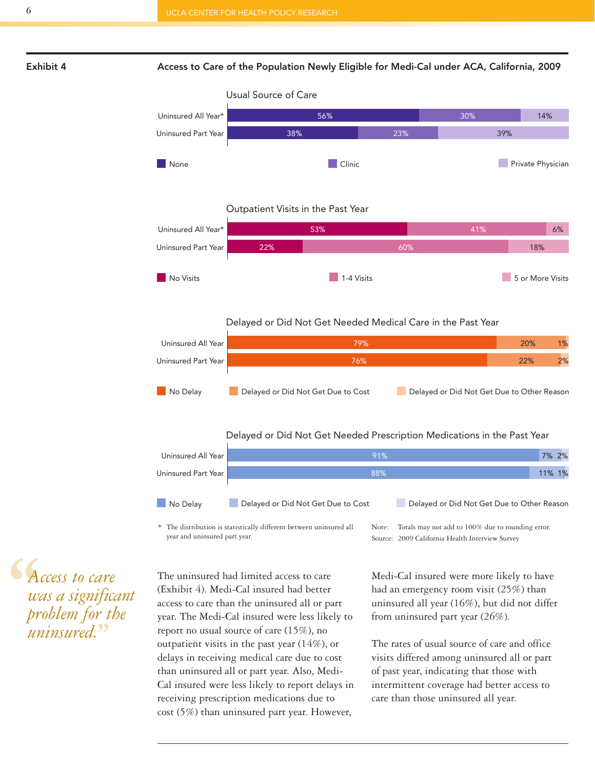**Exhibit 4**

**Access to Care of the Population Newly Eligible for Medi-Cal under ACA, California, 2009**

Usual Source of Care

| | None | Clinic | Private Physician |
|---|---|---|---|
| Uninsured All Year* | 56% | 30% | 14% |
| Uninsured Part Year | 38% | 23% | 39% |

Outpatient Visits in the Past Year

| | No Visits | 1-4 Visits | 5 or More Visits |
|---|---|---|---|
| Uninsured All Year* | 53% | 41% | 6% |
| Uninsured Part Year | 22% | 60% | 18% |

Delayed or Did Not Get Needed Medical Care in the Past Year

| | No Delay | Delayed or Did Not Get Due to Cost | Delayed or Did Not Get Due to Other Reason |
|---|---|---|---|
| Uninsured All Year | 79% | 20% | 1% |
| Uninsured Part Year | 76% | 22% | 2% |

Delayed or Did Not Get Needed Prescription Medications in the Past Year

| | No Delay | Delayed or Did Not Get Due to Cost | Delayed or Did Not Get Due to Other Reason |
|---|---|---|---|
| Uninsured All Year | 91% | 7% | 2% |
| Uninsured Part Year | 88% | 11% | 1% |

\* The distribution is statistically different between uninsured all year and uninsured part year.

Note: Totals may not add to 100% due to rounding error.
Source: 2009 California Health Interview Survey

> *"Access to care was a significant problem for the uninsured."*

The uninsured had limited access to care (Exhibit 4). Medi-Cal insured had better access to care than the uninsured all or part year. The Medi-Cal insured were less likely to report no usual source of care (15%), no outpatient visits in the past year (14%), or delays in receiving medical care due to cost than uninsured all or part year. Also, Medi-Cal insured were less likely to report delays in receiving prescription medications due to cost (5%) than uninsured part year. However, Medi-Cal insured were more likely to have had an emergency room visit (25%) than uninsured all year (16%), but did not differ from uninsured part year (26%).

The rates of usual source of care and office visits differed among uninsured all or part of past year, indicating that those with intermittent coverage had better access to care than those uninsured all year.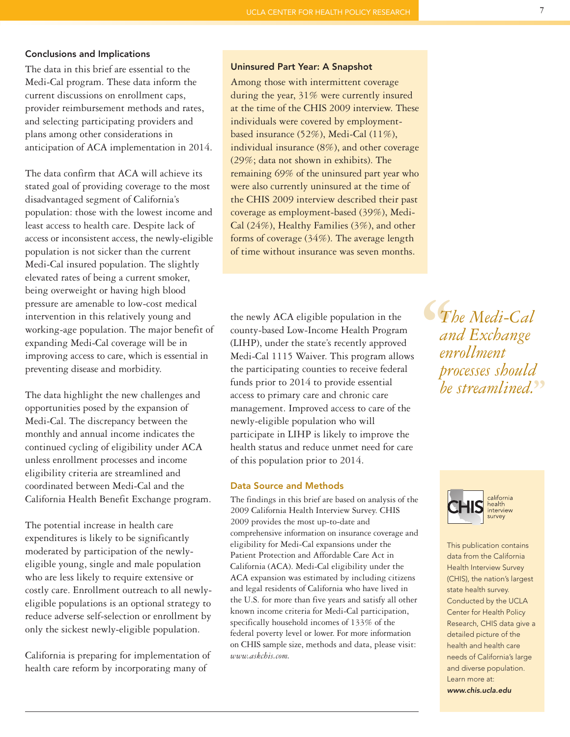## Conclusions and Implications

The data in this brief are essential to the Medi-Cal program. These data inform the current discussions on enrollment caps, provider reimbursement methods and rates, and selecting participating providers and plans among other considerations in anticipation of ACA implementation in 2014.

The data confirm that ACA will achieve its stated goal of providing coverage to the most disadvantaged segment of California's population: those with the lowest income and least access to health care. Despite lack of access or inconsistent access, the newly-eligible population is not sicker than the current Medi-Cal insured population. The slightly elevated rates of being a current smoker, being overweight or having high blood pressure are amenable to low-cost medical intervention in this relatively young and working-age population. The major benefit of expanding Medi-Cal coverage will be in improving access to care, which is essential in preventing disease and morbidity.

The data highlight the new challenges and opportunities posed by the expansion of Medi-Cal. The discrepancy between the monthly and annual income indicates the continued cycling of eligibility under ACA unless enrollment processes and income eligibility criteria are streamlined and coordinated between Medi-Cal and the California Health Benefit Exchange program.

The potential increase in health care expenditures is likely to be significantly moderated by participation of the newly-eligible young, single and male population who are less likely to require extensive or costly care. Enrollment outreach to all newly-eligible populations is an optional strategy to reduce adverse self-selection or enrollment by only the sickest newly-eligible population.

California is preparing for implementation of health care reform by incorporating many of the newly ACA eligible population in the county-based Low-Income Health Program (LIHP), under the state's recently approved Medi-Cal 1115 Waiver. This program allows the participating counties to receive federal funds prior to 2014 to provide essential access to primary care and chronic care management. Improved access to care of the newly-eligible population who will participate in LIHP is likely to improve the health status and reduce unmet need for care of this population prior to 2014.

### Uninsured Part Year: A Snapshot

Among those with intermittent coverage during the year, 31% were currently insured at the time of the CHIS 2009 interview. These individuals were covered by employment-based insurance (52%), Medi-Cal (11%), individual insurance (8%), and other coverage (29%; data not shown in exhibits). The remaining 69% of the uninsured part year who were also currently uninsured at the time of the CHIS 2009 interview described their past coverage as employment-based (39%), Medi-Cal (24%), Healthy Families (3%), and other forms of coverage (34%). The average length of time without insurance was seven months.

> *"The Medi-Cal and Exchange enrollment processes should be streamlined."*

## Data Source and Methods

The findings in this brief are based on analysis of the 2009 California Health Interview Survey. CHIS 2009 provides the most up-to-date and comprehensive information on insurance coverage and eligibility for Medi-Cal expansions under the Patient Protection and Affordable Care Act in California (ACA). Medi-Cal eligibility under the ACA expansion was estimated by including citizens and legal residents of California who have lived in the U.S. for more than five years and satisfy all other known income criteria for Medi-Cal participation, specifically household incomes of 133% of the federal poverty level or lower. For more information on CHIS sample size, methods and data, please visit: *www.askchis.com.*

CHIS california health interview survey

This publication contains data from the California Health Interview Survey (CHIS), the nation's largest state health survey. Conducted by the UCLA Center for Health Policy Research, CHIS data give a detailed picture of the health and health care needs of California's large and diverse population. Learn more at: ***www.chis.ucla.edu***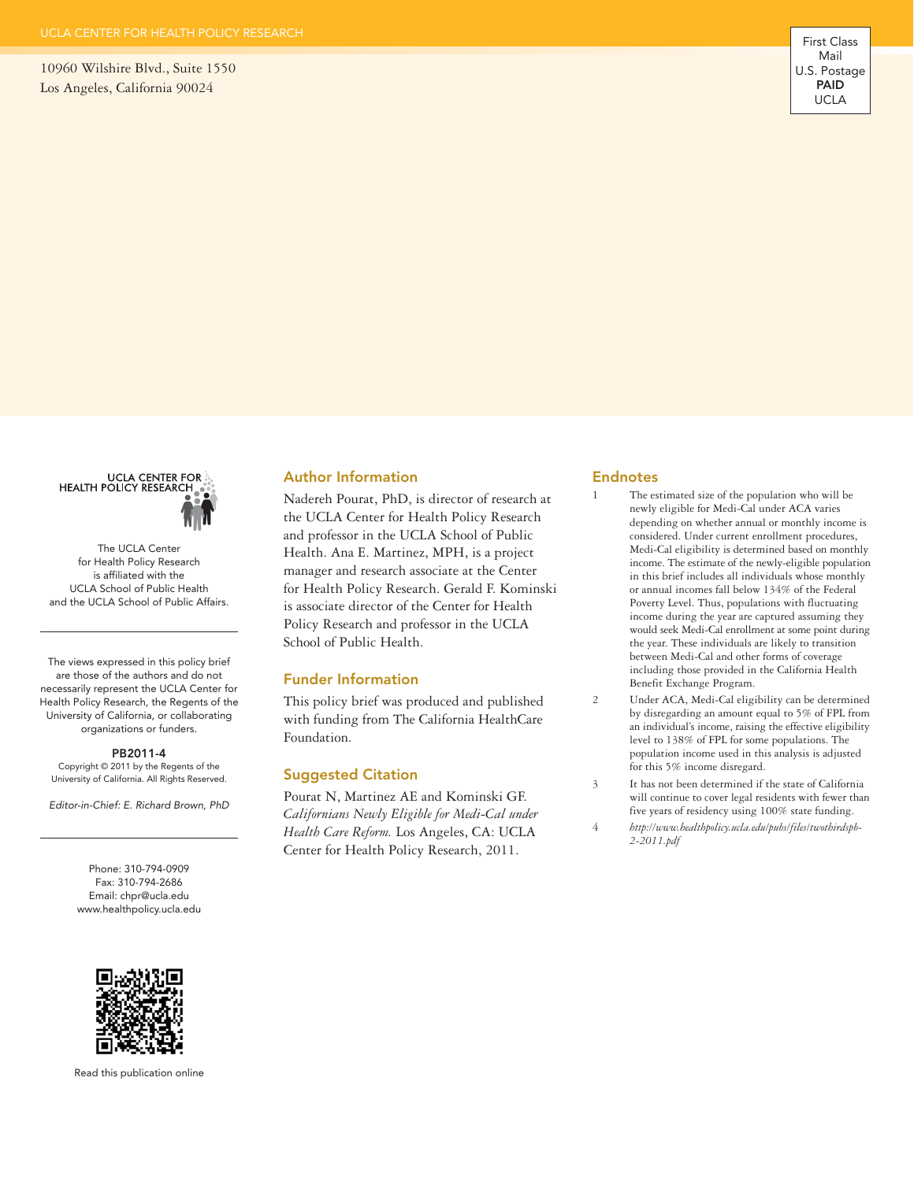UCLA CENTER FOR HEALTH POLICY RESEARCH

10960 Wilshire Blvd., Suite 1550
Los Angeles, California 90024

First Class Mail
U.S. Postage
**PAID**
UCLA

UCLA CENTER FOR HEALTH POLICY RESEARCH

The UCLA Center for Health Policy Research is affiliated with the UCLA School of Public Health and the UCLA School of Public Affairs.

The views expressed in this policy brief are those of the authors and do not necessarily represent the UCLA Center for Health Policy Research, the Regents of the University of California, or collaborating organizations or funders.

**PB2011-4**
Copyright © 2011 by the Regents of the University of California. All Rights Reserved.

*Editor-in-Chief: E. Richard Brown, PhD*

Phone: 310-794-0909
Fax: 310-794-2686
Email: chpr@ucla.edu
www.healthpolicy.ucla.edu

Read this publication online

## Author Information

Nadereh Pourat, PhD, is director of research at the UCLA Center for Health Policy Research and professor in the UCLA School of Public Health. Ana E. Martinez, MPH, is a project manager and research associate at the Center for Health Policy Research. Gerald F. Kominski is associate director of the Center for Health Policy Research and professor in the UCLA School of Public Health.

## Funder Information

This policy brief was produced and published with funding from The California HealthCare Foundation.

## Suggested Citation

Pourat N, Martinez AE and Kominski GF. *Californians Newly Eligible for Medi-Cal under Health Care Reform.* Los Angeles, CA: UCLA Center for Health Policy Research, 2011.

## Endnotes

1. The estimated size of the population who will be newly eligible for Medi-Cal under ACA varies depending on whether annual or monthly income is considered. Under current enrollment procedures, Medi-Cal eligibility is determined based on monthly income. The estimate of the newly-eligible population in this brief includes all individuals whose monthly or annual incomes fall below 134% of the Federal Poverty Level. Thus, populations with fluctuating income during the year are captured assuming they would seek Medi-Cal enrollment at some point during the year. These individuals are likely to transition between Medi-Cal and other forms of coverage including those provided in the California Health Benefit Exchange Program.
2. Under ACA, Medi-Cal eligibility can be determined by disregarding an amount equal to 5% of FPL from an individual's income, raising the effective eligibility level to 138% of FPL for some populations. The population income used in this analysis is adjusted for this 5% income disregard.
3. It has not been determined if the state of California will continue to cover legal residents with fewer than five years of residency using 100% state funding.
4. *http://www.healthpolicy.ucla.edu/pubs/files/twothirdspb-2-2011.pdf*